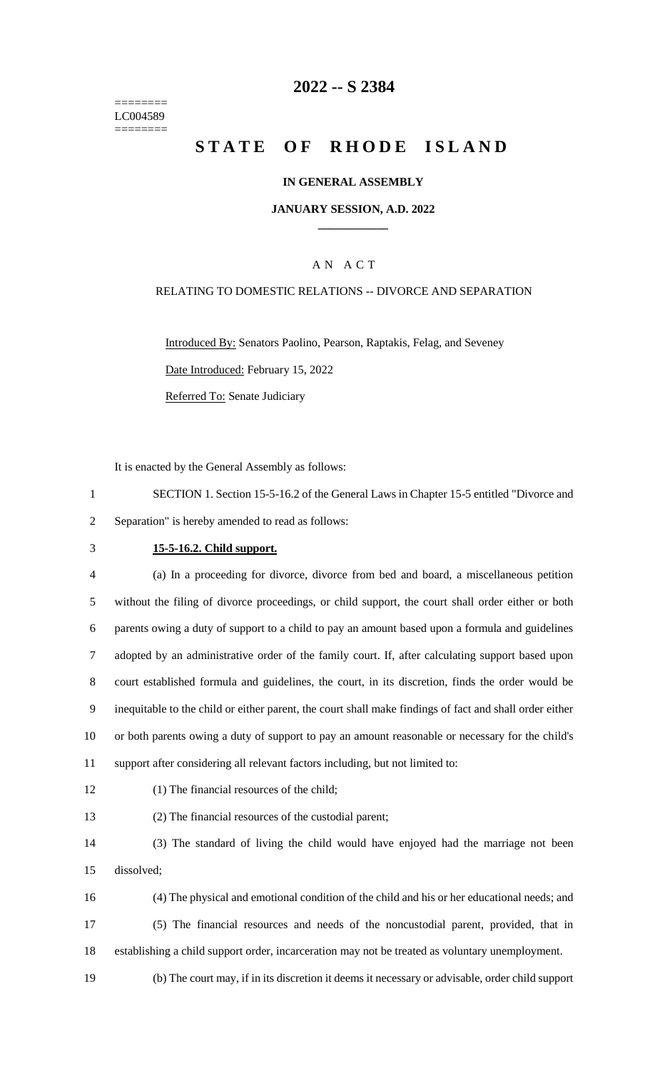======== LC004589 ========

# 2022 -- S 2384

# STATE OF RHODE ISLAND

**IN GENERAL ASSEMBLY**

**JANUARY SESSION, A.D. 2022**

A N A C T

RELATING TO DOMESTIC RELATIONS -- DIVORCE AND SEPARATION

Introduced By: Senators Paolino, Pearson, Raptakis, Felag, and Seveney

Date Introduced: February 15, 2022

Referred To: Senate Judiciary

It is enacted by the General Assembly as follows:

1 SECTION 1. Section 15-5-16.2 of the General Laws in Chapter 15-5 entitled "Divorce and
2 Separation" is hereby amended to read as follows:

3 **15-5-16.2. Child support.**

4 (a) In a proceeding for divorce, divorce from bed and board, a miscellaneous petition
5 without the filing of divorce proceedings, or child support, the court shall order either or both
6 parents owing a duty of support to a child to pay an amount based upon a formula and guidelines
7 adopted by an administrative order of the family court. If, after calculating support based upon
8 court established formula and guidelines, the court, in its discretion, finds the order would be
9 inequitable to the child or either parent, the court shall make findings of fact and shall order either
10 or both parents owing a duty of support to pay an amount reasonable or necessary for the child's
11 support after considering all relevant factors including, but not limited to:

12 (1) The financial resources of the child;

13 (2) The financial resources of the custodial parent;

14 (3) The standard of living the child would have enjoyed had the marriage not been
15 dissolved;

16 (4) The physical and emotional condition of the child and his or her educational needs; and

17 (5) The financial resources and needs of the noncustodial parent, provided, that in
18 establishing a child support order, incarceration may not be treated as voluntary unemployment.

19 (b) The court may, if in its discretion it deems it necessary or advisable, order child support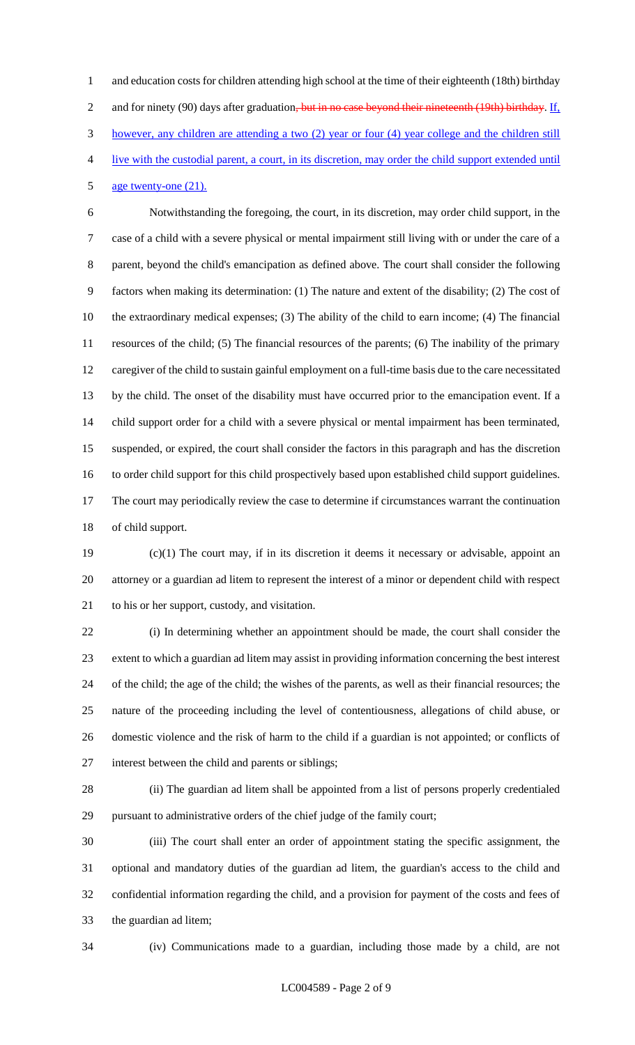and education costs for children attending high school at the time of their eighteenth (18th) birthday and for ninety (90) days after graduation~~, but in no case beyond their nineteenth (19th) birthday~~. <u>If, however, any children are attending a two (2) year or four (4) year college and the children still live with the custodial parent, a court, in its discretion, may order the child support extended until age twenty-one (21).</u>

Notwithstanding the foregoing, the court, in its discretion, may order child support, in the case of a child with a severe physical or mental impairment still living with or under the care of a parent, beyond the child's emancipation as defined above. The court shall consider the following factors when making its determination: (1) The nature and extent of the disability; (2) The cost of the extraordinary medical expenses; (3) The ability of the child to earn income; (4) The financial resources of the child; (5) The financial resources of the parents; (6) The inability of the primary caregiver of the child to sustain gainful employment on a full-time basis due to the care necessitated by the child. The onset of the disability must have occurred prior to the emancipation event. If a child support order for a child with a severe physical or mental impairment has been terminated, suspended, or expired, the court shall consider the factors in this paragraph and has the discretion to order child support for this child prospectively based upon established child support guidelines. The court may periodically review the case to determine if circumstances warrant the continuation of child support.

(c)(1) The court may, if in its discretion it deems it necessary or advisable, appoint an attorney or a guardian ad litem to represent the interest of a minor or dependent child with respect to his or her support, custody, and visitation.

(i) In determining whether an appointment should be made, the court shall consider the extent to which a guardian ad litem may assist in providing information concerning the best interest of the child; the age of the child; the wishes of the parents, as well as their financial resources; the nature of the proceeding including the level of contentiousness, allegations of child abuse, or domestic violence and the risk of harm to the child if a guardian is not appointed; or conflicts of interest between the child and parents or siblings;

(ii) The guardian ad litem shall be appointed from a list of persons properly credentialed pursuant to administrative orders of the chief judge of the family court;

(iii) The court shall enter an order of appointment stating the specific assignment, the optional and mandatory duties of the guardian ad litem, the guardian's access to the child and confidential information regarding the child, and a provision for payment of the costs and fees of the guardian ad litem;

(iv) Communications made to a guardian, including those made by a child, are not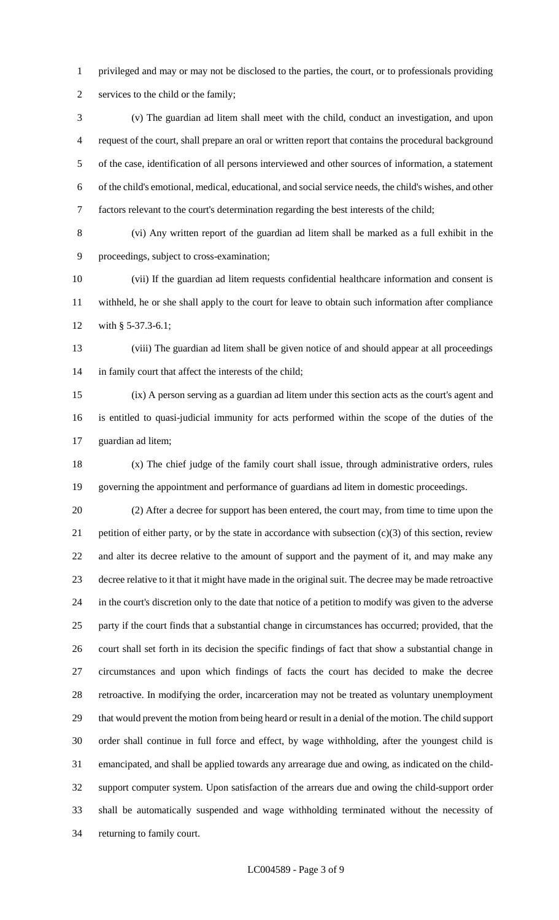privileged and may or may not be disclosed to the parties, the court, or to professionals providing services to the child or the family;

(v) The guardian ad litem shall meet with the child, conduct an investigation, and upon request of the court, shall prepare an oral or written report that contains the procedural background of the case, identification of all persons interviewed and other sources of information, a statement of the child's emotional, medical, educational, and social service needs, the child's wishes, and other factors relevant to the court's determination regarding the best interests of the child;

(vi) Any written report of the guardian ad litem shall be marked as a full exhibit in the proceedings, subject to cross-examination;

(vii) If the guardian ad litem requests confidential healthcare information and consent is withheld, he or she shall apply to the court for leave to obtain such information after compliance with § 5-37.3-6.1;

(viii) The guardian ad litem shall be given notice of and should appear at all proceedings in family court that affect the interests of the child;

(ix) A person serving as a guardian ad litem under this section acts as the court's agent and is entitled to quasi-judicial immunity for acts performed within the scope of the duties of the guardian ad litem;

(x) The chief judge of the family court shall issue, through administrative orders, rules governing the appointment and performance of guardians ad litem in domestic proceedings.

(2) After a decree for support has been entered, the court may, from time to time upon the petition of either party, or by the state in accordance with subsection (c)(3) of this section, review and alter its decree relative to the amount of support and the payment of it, and may make any decree relative to it that it might have made in the original suit. The decree may be made retroactive in the court's discretion only to the date that notice of a petition to modify was given to the adverse party if the court finds that a substantial change in circumstances has occurred; provided, that the court shall set forth in its decision the specific findings of fact that show a substantial change in circumstances and upon which findings of facts the court has decided to make the decree retroactive. In modifying the order, incarceration may not be treated as voluntary unemployment that would prevent the motion from being heard or result in a denial of the motion. The child support order shall continue in full force and effect, by wage withholding, after the youngest child is emancipated, and shall be applied towards any arrearage due and owing, as indicated on the child-support computer system. Upon satisfaction of the arrears due and owing the child-support order shall be automatically suspended and wage withholding terminated without the necessity of returning to family court.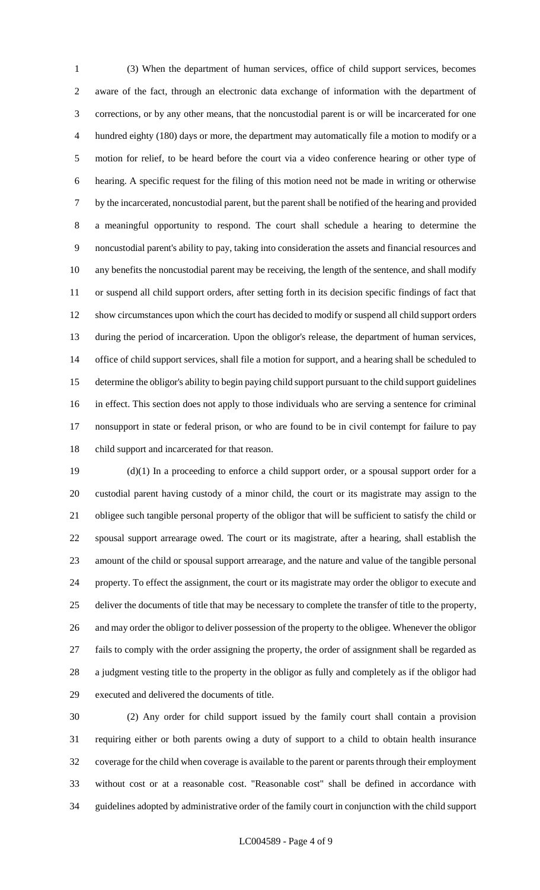(3) When the department of human services, office of child support services, becomes aware of the fact, through an electronic data exchange of information with the department of corrections, or by any other means, that the noncustodial parent is or will be incarcerated for one hundred eighty (180) days or more, the department may automatically file a motion to modify or a motion for relief, to be heard before the court via a video conference hearing or other type of hearing. A specific request for the filing of this motion need not be made in writing or otherwise by the incarcerated, noncustodial parent, but the parent shall be notified of the hearing and provided a meaningful opportunity to respond. The court shall schedule a hearing to determine the noncustodial parent's ability to pay, taking into consideration the assets and financial resources and any benefits the noncustodial parent may be receiving, the length of the sentence, and shall modify or suspend all child support orders, after setting forth in its decision specific findings of fact that show circumstances upon which the court has decided to modify or suspend all child support orders during the period of incarceration. Upon the obligor's release, the department of human services, office of child support services, shall file a motion for support, and a hearing shall be scheduled to determine the obligor's ability to begin paying child support pursuant to the child support guidelines in effect. This section does not apply to those individuals who are serving a sentence for criminal nonsupport in state or federal prison, or who are found to be in civil contempt for failure to pay child support and incarcerated for that reason.

(d)(1) In a proceeding to enforce a child support order, or a spousal support order for a custodial parent having custody of a minor child, the court or its magistrate may assign to the obligee such tangible personal property of the obligor that will be sufficient to satisfy the child or spousal support arrearage owed. The court or its magistrate, after a hearing, shall establish the amount of the child or spousal support arrearage, and the nature and value of the tangible personal property. To effect the assignment, the court or its magistrate may order the obligor to execute and deliver the documents of title that may be necessary to complete the transfer of title to the property, and may order the obligor to deliver possession of the property to the obligee. Whenever the obligor fails to comply with the order assigning the property, the order of assignment shall be regarded as a judgment vesting title to the property in the obligor as fully and completely as if the obligor had executed and delivered the documents of title.

(2) Any order for child support issued by the family court shall contain a provision requiring either or both parents owing a duty of support to a child to obtain health insurance coverage for the child when coverage is available to the parent or parents through their employment without cost or at a reasonable cost. "Reasonable cost" shall be defined in accordance with guidelines adopted by administrative order of the family court in conjunction with the child support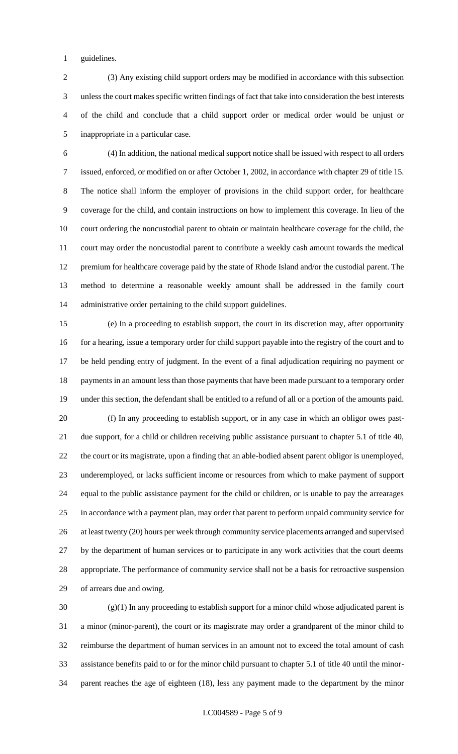guidelines.

(3) Any existing child support orders may be modified in accordance with this subsection unless the court makes specific written findings of fact that take into consideration the best interests of the child and conclude that a child support order or medical order would be unjust or inappropriate in a particular case.

(4) In addition, the national medical support notice shall be issued with respect to all orders issued, enforced, or modified on or after October 1, 2002, in accordance with chapter 29 of title 15. The notice shall inform the employer of provisions in the child support order, for healthcare coverage for the child, and contain instructions on how to implement this coverage. In lieu of the court ordering the noncustodial parent to obtain or maintain healthcare coverage for the child, the court may order the noncustodial parent to contribute a weekly cash amount towards the medical premium for healthcare coverage paid by the state of Rhode Island and/or the custodial parent. The method to determine a reasonable weekly amount shall be addressed in the family court administrative order pertaining to the child support guidelines.

(e) In a proceeding to establish support, the court in its discretion may, after opportunity for a hearing, issue a temporary order for child support payable into the registry of the court and to be held pending entry of judgment. In the event of a final adjudication requiring no payment or payments in an amount less than those payments that have been made pursuant to a temporary order under this section, the defendant shall be entitled to a refund of all or a portion of the amounts paid.

(f) In any proceeding to establish support, or in any case in which an obligor owes past-due support, for a child or children receiving public assistance pursuant to chapter 5.1 of title 40, the court or its magistrate, upon a finding that an able-bodied absent parent obligor is unemployed, underemployed, or lacks sufficient income or resources from which to make payment of support equal to the public assistance payment for the child or children, or is unable to pay the arrearages in accordance with a payment plan, may order that parent to perform unpaid community service for at least twenty (20) hours per week through community service placements arranged and supervised by the department of human services or to participate in any work activities that the court deems appropriate. The performance of community service shall not be a basis for retroactive suspension of arrears due and owing.

(g)(1) In any proceeding to establish support for a minor child whose adjudicated parent is a minor (minor-parent), the court or its magistrate may order a grandparent of the minor child to reimburse the department of human services in an amount not to exceed the total amount of cash assistance benefits paid to or for the minor child pursuant to chapter 5.1 of title 40 until the minor-parent reaches the age of eighteen (18), less any payment made to the department by the minor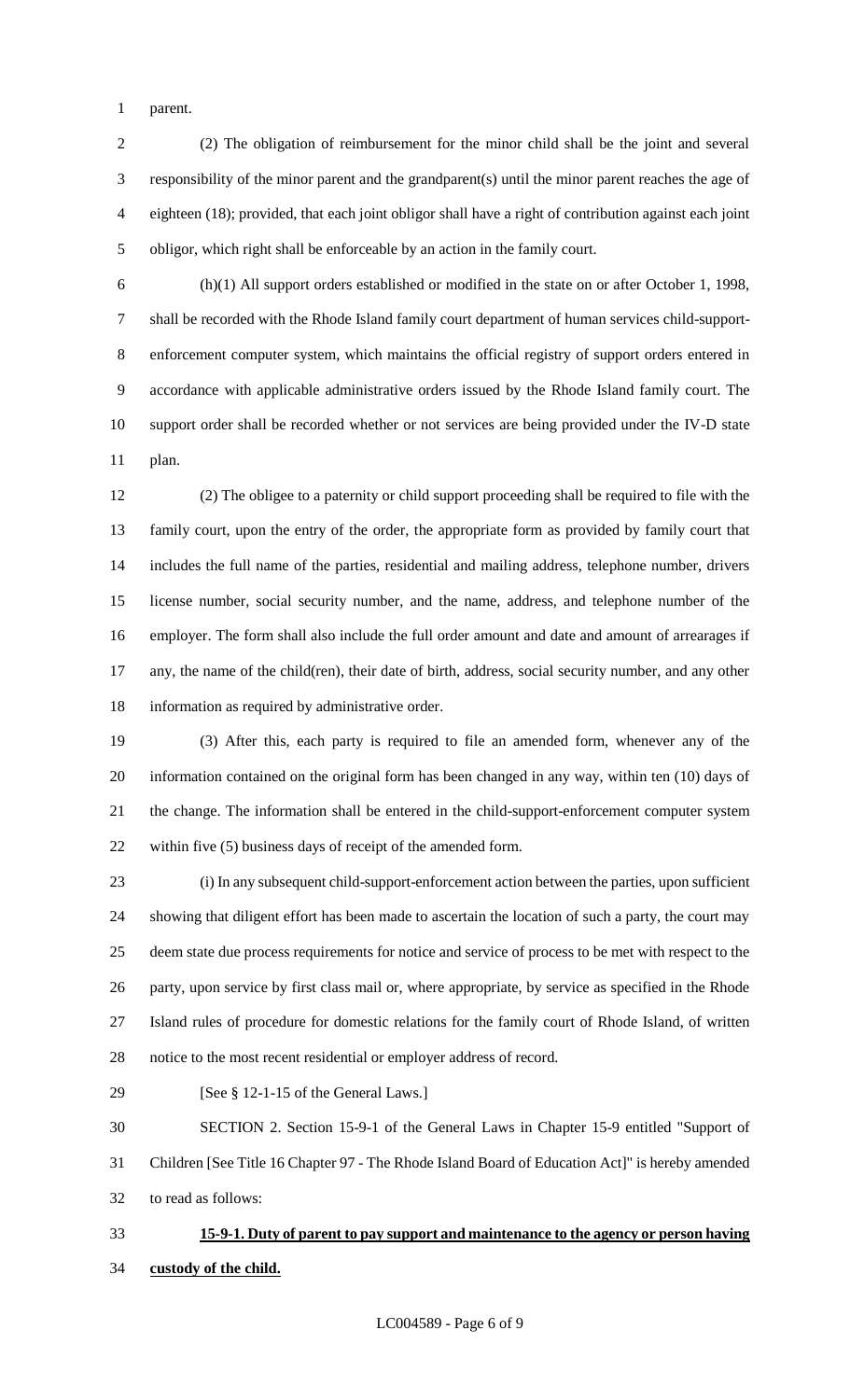parent.

(2) The obligation of reimbursement for the minor child shall be the joint and several responsibility of the minor parent and the grandparent(s) until the minor parent reaches the age of eighteen (18); provided, that each joint obligor shall have a right of contribution against each joint obligor, which right shall be enforceable by an action in the family court.

(h)(1) All support orders established or modified in the state on or after October 1, 1998, shall be recorded with the Rhode Island family court department of human services child-support-enforcement computer system, which maintains the official registry of support orders entered in accordance with applicable administrative orders issued by the Rhode Island family court. The support order shall be recorded whether or not services are being provided under the IV-D state plan.

(2) The obligee to a paternity or child support proceeding shall be required to file with the family court, upon the entry of the order, the appropriate form as provided by family court that includes the full name of the parties, residential and mailing address, telephone number, drivers license number, social security number, and the name, address, and telephone number of the employer. The form shall also include the full order amount and date and amount of arrearages if any, the name of the child(ren), their date of birth, address, social security number, and any other information as required by administrative order.

(3) After this, each party is required to file an amended form, whenever any of the information contained on the original form has been changed in any way, within ten (10) days of the change. The information shall be entered in the child-support-enforcement computer system within five (5) business days of receipt of the amended form.

(i) In any subsequent child-support-enforcement action between the parties, upon sufficient showing that diligent effort has been made to ascertain the location of such a party, the court may deem state due process requirements for notice and service of process to be met with respect to the party, upon service by first class mail or, where appropriate, by service as specified in the Rhode Island rules of procedure for domestic relations for the family court of Rhode Island, of written notice to the most recent residential or employer address of record.

[See § 12-1-15 of the General Laws.]

SECTION 2. Section 15-9-1 of the General Laws in Chapter 15-9 entitled "Support of Children [See Title 16 Chapter 97 - The Rhode Island Board of Education Act]" is hereby amended to read as follows:

**15-9-1. Duty of parent to pay support and maintenance to the agency or person having custody of the child.**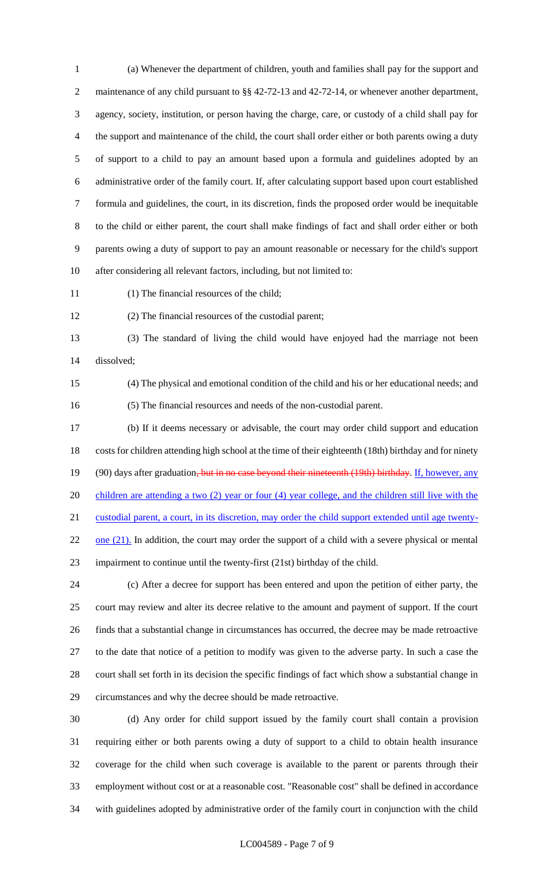(a) Whenever the department of children, youth and families shall pay for the support and maintenance of any child pursuant to §§ 42-72-13 and 42-72-14, or whenever another department, agency, society, institution, or person having the charge, care, or custody of a child shall pay for the support and maintenance of the child, the court shall order either or both parents owing a duty of support to a child to pay an amount based upon a formula and guidelines adopted by an administrative order of the family court. If, after calculating support based upon court established formula and guidelines, the court, in its discretion, finds the proposed order would be inequitable to the child or either parent, the court shall make findings of fact and shall order either or both parents owing a duty of support to pay an amount reasonable or necessary for the child's support after considering all relevant factors, including, but not limited to:

(1) The financial resources of the child;

(2) The financial resources of the custodial parent;

(3) The standard of living the child would have enjoyed had the marriage not been dissolved;

(4) The physical and emotional condition of the child and his or her educational needs; and

(5) The financial resources and needs of the non-custodial parent.

(b) If it deems necessary or advisable, the court may order child support and education costs for children attending high school at the time of their eighteenth (18th) birthday and for ninety (90) days after graduation~~, but in no case beyond their nineteenth (19th) birthday~~. If, however, any children are attending a two (2) year or four (4) year college, and the children still live with the custodial parent, a court, in its discretion, may order the child support extended until age twenty-one (21). In addition, the court may order the support of a child with a severe physical or mental impairment to continue until the twenty-first (21st) birthday of the child.

(c) After a decree for support has been entered and upon the petition of either party, the court may review and alter its decree relative to the amount and payment of support. If the court finds that a substantial change in circumstances has occurred, the decree may be made retroactive to the date that notice of a petition to modify was given to the adverse party. In such a case the court shall set forth in its decision the specific findings of fact which show a substantial change in circumstances and why the decree should be made retroactive.

(d) Any order for child support issued by the family court shall contain a provision requiring either or both parents owing a duty of support to a child to obtain health insurance coverage for the child when such coverage is available to the parent or parents through their employment without cost or at a reasonable cost. "Reasonable cost" shall be defined in accordance with guidelines adopted by administrative order of the family court in conjunction with the child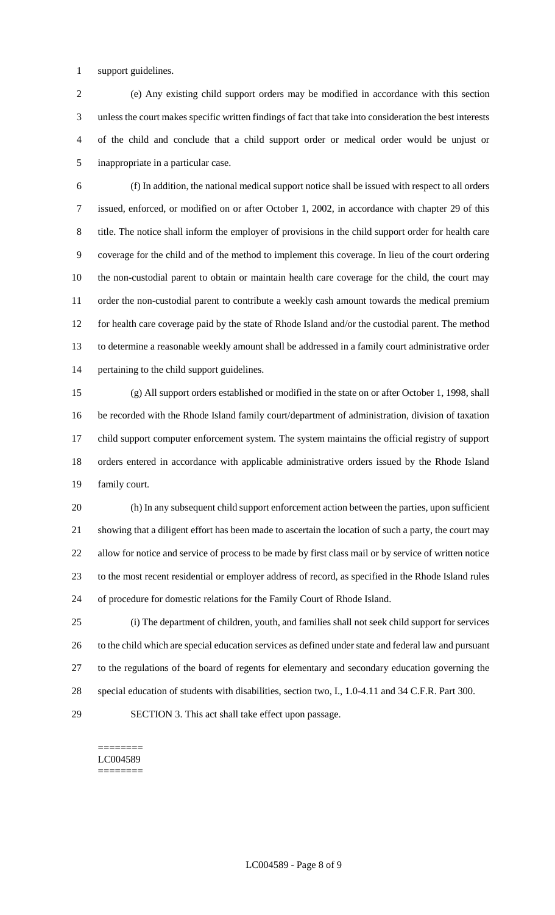support guidelines.

(e) Any existing child support orders may be modified in accordance with this section unless the court makes specific written findings of fact that take into consideration the best interests of the child and conclude that a child support order or medical order would be unjust or inappropriate in a particular case.

(f) In addition, the national medical support notice shall be issued with respect to all orders issued, enforced, or modified on or after October 1, 2002, in accordance with chapter 29 of this title. The notice shall inform the employer of provisions in the child support order for health care coverage for the child and of the method to implement this coverage. In lieu of the court ordering the non-custodial parent to obtain or maintain health care coverage for the child, the court may order the non-custodial parent to contribute a weekly cash amount towards the medical premium for health care coverage paid by the state of Rhode Island and/or the custodial parent. The method to determine a reasonable weekly amount shall be addressed in a family court administrative order pertaining to the child support guidelines.

(g) All support orders established or modified in the state on or after October 1, 1998, shall be recorded with the Rhode Island family court/department of administration, division of taxation child support computer enforcement system. The system maintains the official registry of support orders entered in accordance with applicable administrative orders issued by the Rhode Island family court.

(h) In any subsequent child support enforcement action between the parties, upon sufficient showing that a diligent effort has been made to ascertain the location of such a party, the court may allow for notice and service of process to be made by first class mail or by service of written notice to the most recent residential or employer address of record, as specified in the Rhode Island rules of procedure for domestic relations for the Family Court of Rhode Island.

(i) The department of children, youth, and families shall not seek child support for services to the child which are special education services as defined under state and federal law and pursuant to the regulations of the board of regents for elementary and secondary education governing the special education of students with disabilities, section two, I., 1.0-4.11 and 34 C.F.R. Part 300.

SECTION 3. This act shall take effect upon passage.

========
LC004589
========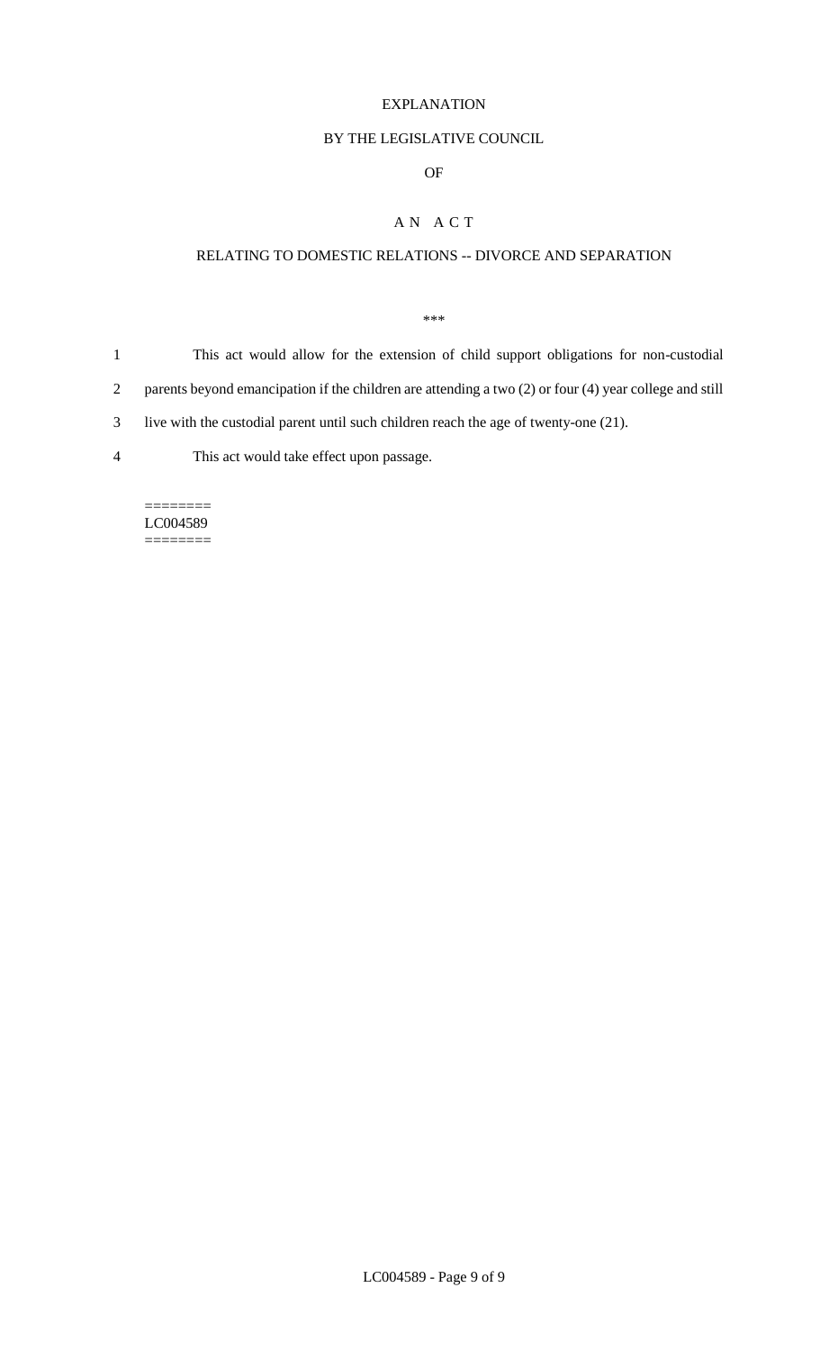EXPLANATION

BY THE LEGISLATIVE COUNCIL

OF

A N A C T

RELATING TO DOMESTIC RELATIONS -- DIVORCE AND SEPARATION

\*\*\*

1 This act would allow for the extension of child support obligations for non-custodial
2 parents beyond emancipation if the children are attending a two (2) or four (4) year college and still
3 live with the custodial parent until such children reach the age of twenty-one (21).
4 This act would take effect upon passage.

========
LC004589
========